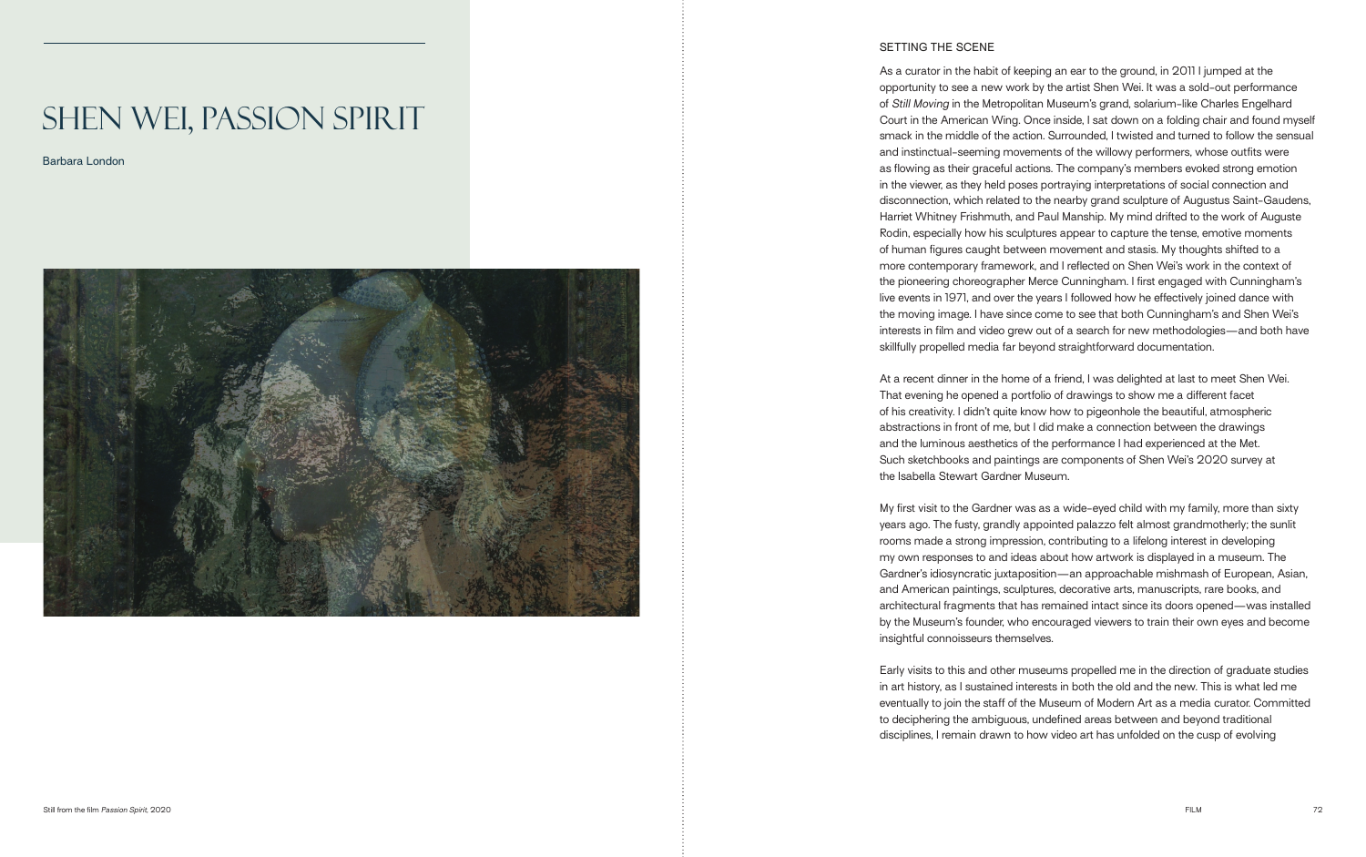# SHEN WEI, PASSION SPIRIT

Barbara London

Still from the film *Passion Spirit*, 2020

## SETTING THE SCENE

As a curator in the habit of keeping an ear to the ground, in 2011 I jumped at the opportunity to see a new work by the artist Shen Wei. It was a sold-out performance of *Still Moving* in the Metropolitan Museum's grand, solarium-like Charles Engelhard Court in the American Wing. Once inside, I sat down on a folding chair and found myself smack in the middle of the action. Surrounded, I twisted and turned to follow the sensual and instinctual-seeming movements of the willowy performers, whose outfits were as flowing as their graceful actions. The company's members evoked strong emotion in the viewer, as they held poses portraying interpretations of social connection and disconnection, which related to the nearby grand sculpture of Augustus Saint-Gaudens, Harriet Whitney Frishmuth, and Paul Manship. My mind drifted to the work of Auguste Rodin, especially how his sculptures appear to capture the tense, emotive moments of human figures caught between movement and stasis. My thoughts shifted to a more contemporary framework, and I reflected on Shen Wei's work in the context of the pioneering choreographer Merce Cunningham. I first engaged with Cunningham's live events in 1971, and over the years I followed how he effectively joined dance with the moving image. I have since come to see that both Cunningham's and Shen Wei's interests in film and video grew out of a search for new methodologies—and both have skillfully propelled media far beyond straightforward documentation.

At a recent dinner in the home of a friend, I was delighted at last to meet Shen Wei. That evening he opened a portfolio of drawings to show me a different facet of his creativity. I didn't quite know how to pigeonhole the beautiful, atmospheric abstractions in front of me, but I did make a connection between the drawings and the luminous aesthetics of the performance I had experienced at the Met. Such sketchbooks and paintings are components of Shen Wei's 2020 survey at the Isabella Stewart Gardner Museum.

My first visit to the Gardner was as a wide-eyed child with my family, more than sixty years ago. The fusty, grandly appointed palazzo felt almost grandmotherly; the sunlit rooms made a strong impression, contributing to a lifelong interest in developing my own responses to and ideas about how artwork is displayed in a museum. The Gardner's idiosyncratic juxtaposition—an approachable mishmash of European, Asian, and American paintings, sculptures, decorative arts, manuscripts, rare books, and architectural fragments that has remained intact since its doors opened—was installed by the Museum's founder, who encouraged viewers to train their own eyes and become insightful connoisseurs themselves.

Early visits to this and other museums propelled me in the direction of graduate studies in art history, as I sustained interests in both the old and the new. This is what led me eventually to join the staff of the Museum of Modern Art as a media curator. Committed to deciphering the ambiguous, undefined areas between and beyond traditional disciplines, I remain drawn to how video art has unfolded on the cusp of evolving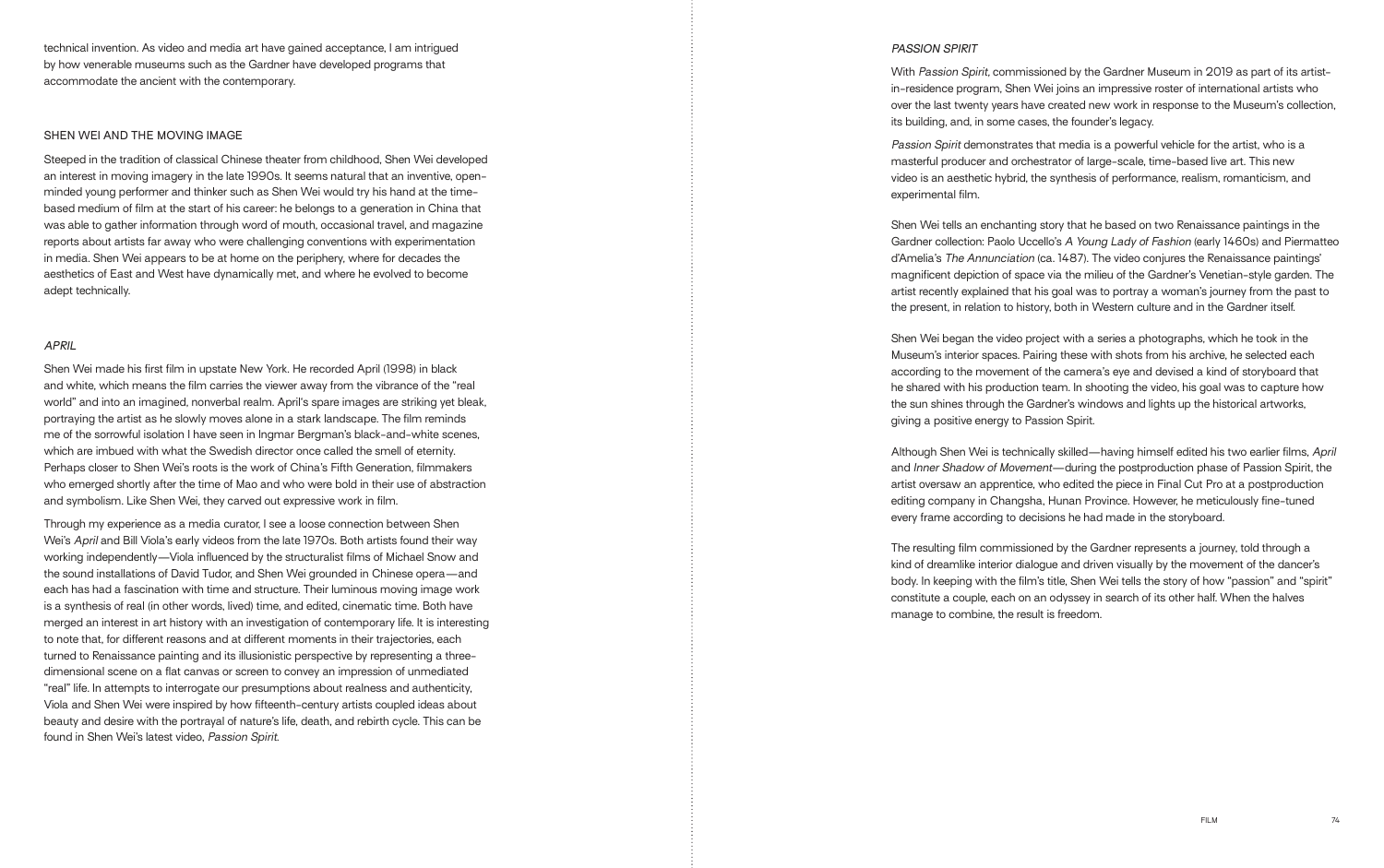technical invention. As video and media art have gained acceptance, I am intrigued by how venerable museums such as the Gardner have developed programs that accommodate the ancient with the contemporary.

## SHEN WEI AND THE MOVING IMAGE

Steeped in the tradition of classical Chinese theater from childhood, Shen Wei developed an interest in moving imagery in the late 1990s. It seems natural that an inventive, open-minded young performer and thinker such as Shen Wei would try his hand at the time-based medium of film at the start of his career: he belongs to a generation in China that was able to gather information through word of mouth, occasional travel, and magazine reports about artists far away who were challenging conventions with experimentation in media. Shen Wei appears to be at home on the periphery, where for decades the aesthetics of East and West have dynamically met, and where he evolved to become adept technically.

## *APRIL*

Shen Wei made his first film in upstate New York. He recorded April (1998) in black and white, which means the film carries the viewer away from the vibrance of the "real world" and into an imagined, nonverbal realm. April's spare images are striking yet bleak, portraying the artist as he slowly moves alone in a stark landscape. The film reminds me of the sorrowful isolation I have seen in Ingmar Bergman's black-and-white scenes, which are imbued with what the Swedish director once called the smell of eternity. Perhaps closer to Shen Wei's roots is the work of China's Fifth Generation, filmmakers who emerged shortly after the time of Mao and who were bold in their use of abstraction and symbolism. Like Shen Wei, they carved out expressive work in film.

Through my experience as a media curator, I see a loose connection between Shen Wei's *April* and Bill Viola's early videos from the late 1970s. Both artists found their way working independently—Viola influenced by the structuralist films of Michael Snow and the sound installations of David Tudor, and Shen Wei grounded in Chinese opera—and each has had a fascination with time and structure. Their luminous moving image work is a synthesis of real (in other words, lived) time, and edited, cinematic time. Both have merged an interest in art history with an investigation of contemporary life. It is interesting to note that, for different reasons and at different moments in their trajectories, each turned to Renaissance painting and its illusionistic perspective by representing a three-dimensional scene on a flat canvas or screen to convey an impression of unmediated "real" life. In attempts to interrogate our presumptions about realness and authenticity, Viola and Shen Wei were inspired by how fifteenth-century artists coupled ideas about beauty and desire with the portrayal of nature's life, death, and rebirth cycle. This can be found in Shen Wei's latest video, *Passion Spirit*.

## *PASSION SPIRIT*

With *Passion Spirit*, commissioned by the Gardner Museum in 2019 as part of its artist-in-residence program, Shen Wei joins an impressive roster of international artists who over the last twenty years have created new work in response to the Museum's collection, its building, and, in some cases, the founder's legacy.

*Passion Spirit* demonstrates that media is a powerful vehicle for the artist, who is a masterful producer and orchestrator of large-scale, time-based live art. This new video is an aesthetic hybrid, the synthesis of performance, realism, romanticism, and experimental film.

Shen Wei tells an enchanting story that he based on two Renaissance paintings in the Gardner collection: Paolo Uccello's *A Young Lady of Fashion* (early 1460s) and Piermatteo d'Amelia's *The Annunciation* (ca. 1487). The video conjures the Renaissance paintings' magnificent depiction of space via the milieu of the Gardner's Venetian-style garden. The artist recently explained that his goal was to portray a woman's journey from the past to the present, in relation to history, both in Western culture and in the Gardner itself.

Shen Wei began the video project with a series a photographs, which he took in the Museum's interior spaces. Pairing these with shots from his archive, he selected each according to the movement of the camera's eye and devised a kind of storyboard that he shared with his production team. In shooting the video, his goal was to capture how the sun shines through the Gardner's windows and lights up the historical artworks, giving a positive energy to Passion Spirit.

Although Shen Wei is technically skilled—having himself edited his two earlier films, *April* and *Inner Shadow of Movement*—during the postproduction phase of Passion Spirit, the artist oversaw an apprentice, who edited the piece in Final Cut Pro at a postproduction editing company in Changsha, Hunan Province. However, he meticulously fine-tuned every frame according to decisions he had made in the storyboard.

The resulting film commissioned by the Gardner represents a journey, told through a kind of dreamlike interior dialogue and driven visually by the movement of the dancer's body. In keeping with the film's title, Shen Wei tells the story of how "passion" and "spirit" constitute a couple, each on an odyssey in search of its other half. When the halves manage to combine, the result is freedom.